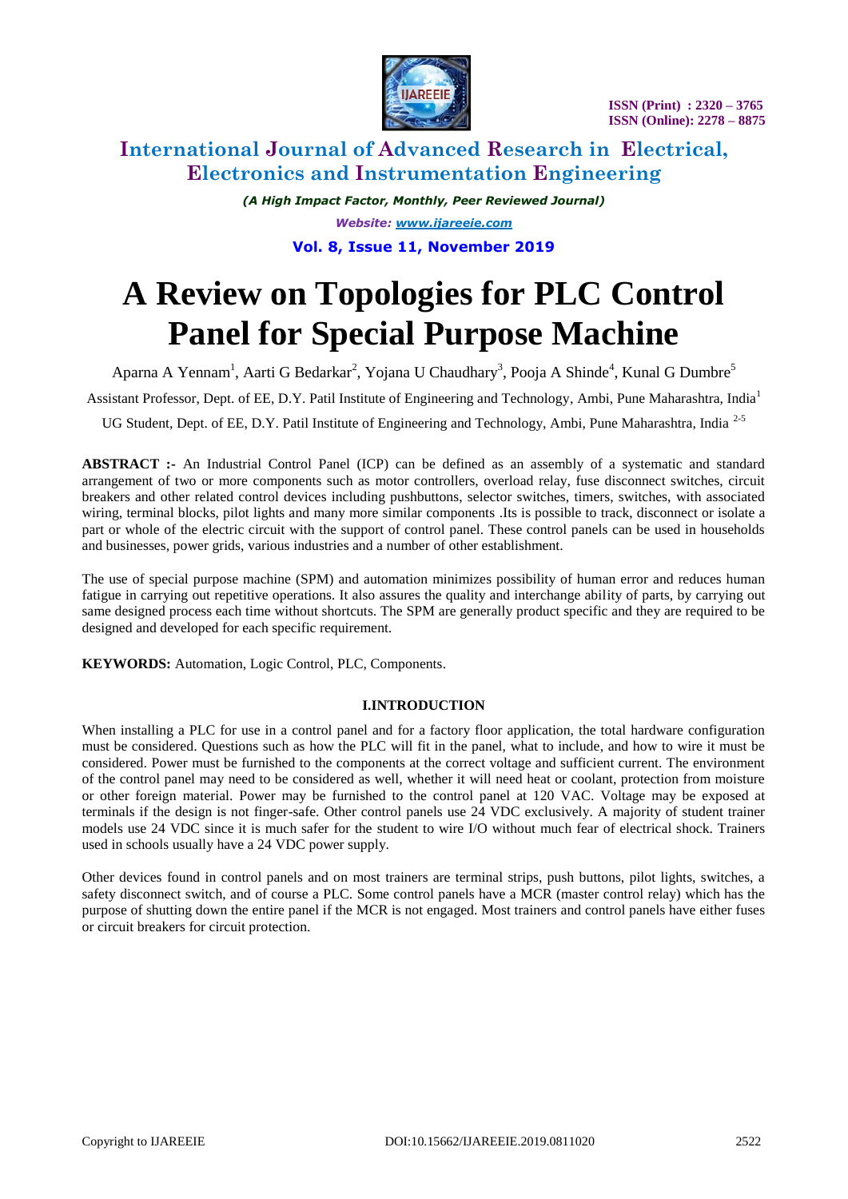# A Review on Topologies for PLC Control Panel for Special Purpose Machine

Aparna A Yennam[1], Aarti G Bedarkar[2], Yojana U Chaudhary[3], Pooja A Shinde[4], Kunal G Dumbre[5]

Assistant Professor, Dept. of EE, D.Y. Patil Institute of Engineering and Technology, Ambi, Pune Maharashtra, India[1]

UG Student, Dept. of EE, D.Y. Patil Institute of Engineering and Technology, Ambi, Pune Maharashtra, India [2-5]

**ABSTRACT :-** An Industrial Control Panel (ICP) can be defined as an assembly of a systematic and standard arrangement of two or more components such as motor controllers, overload relay, fuse disconnect switches, circuit breakers and other related control devices including pushbuttons, selector switches, timers, switches, with associated wiring, terminal blocks, pilot lights and many more similar components .Its is possible to track, disconnect or isolate a part or whole of the electric circuit with the support of control panel. These control panels can be used in households and businesses, power grids, various industries and a number of other establishment.

The use of special purpose machine (SPM) and automation minimizes possibility of human error and reduces human fatigue in carrying out repetitive operations. It also assures the quality and interchange ability of parts, by carrying out same designed process each time without shortcuts. The SPM are generally product specific and they are required to be designed and developed for each specific requirement.

**KEYWORDS:** Automation, Logic Control, PLC, Components.

## I.INTRODUCTION

When installing a PLC for use in a control panel and for a factory floor application, the total hardware configuration must be considered. Questions such as how the PLC will fit in the panel, what to include, and how to wire it must be considered. Power must be furnished to the components at the correct voltage and sufficient current. The environment of the control panel may need to be considered as well, whether it will need heat or coolant, protection from moisture or other foreign material. Power may be furnished to the control panel at 120 VAC. Voltage may be exposed at terminals if the design is not finger-safe. Other control panels use 24 VDC exclusively. A majority of student trainer models use 24 VDC since it is much safer for the student to wire I/O without much fear of electrical shock. Trainers used in schools usually have a 24 VDC power supply.

Other devices found in control panels and on most trainers are terminal strips, push buttons, pilot lights, switches, a safety disconnect switch, and of course a PLC. Some control panels have a MCR (master control relay) which has the purpose of shutting down the entire panel if the MCR is not engaged. Most trainers and control panels have either fuses or circuit breakers for circuit protection.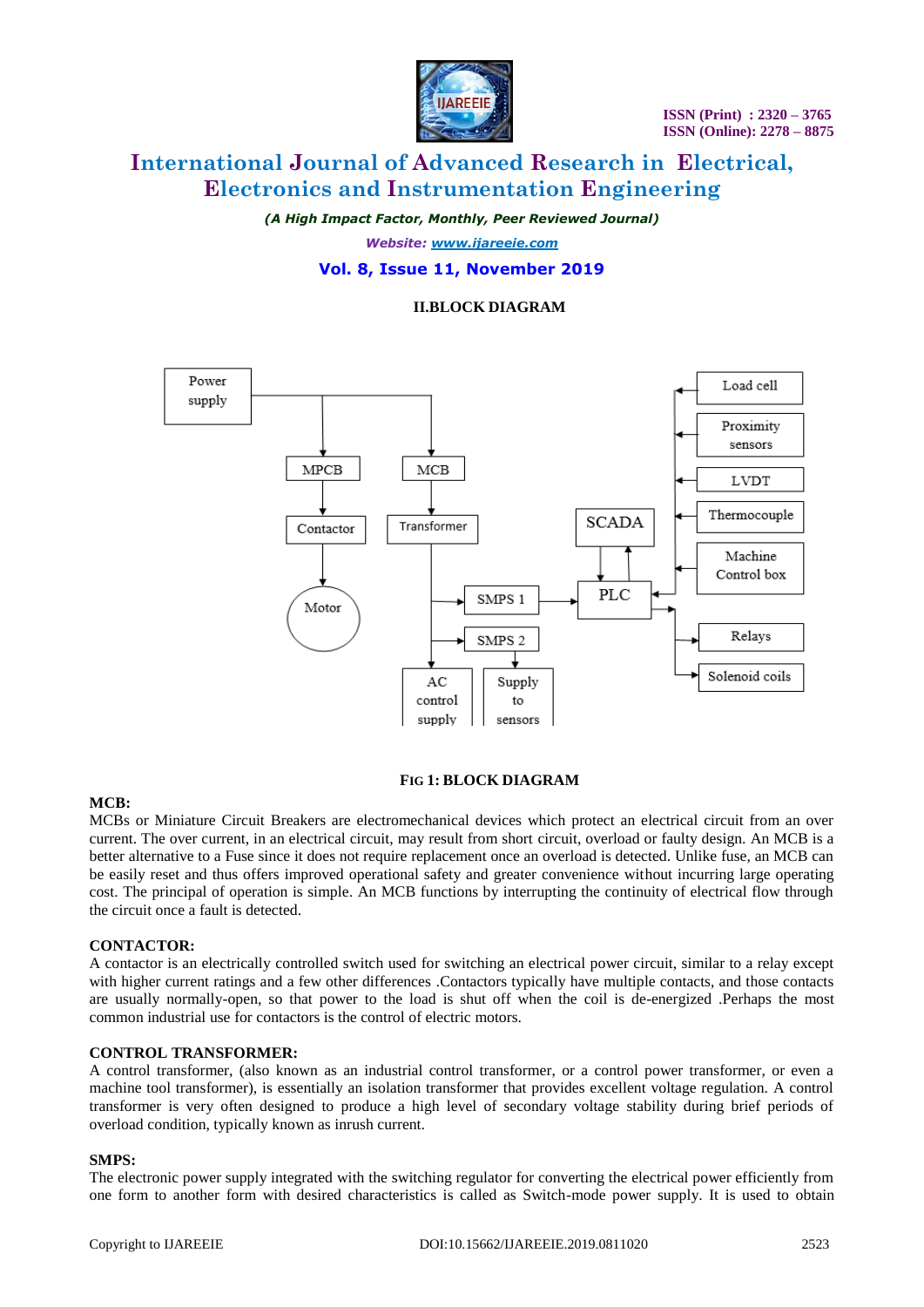## II.BLOCK DIAGRAM

FIG 1: BLOCK DIAGRAM

**MCB:**

MCBs or Miniature Circuit Breakers are electromechanical devices which protect an electrical circuit from an over current. The over current, in an electrical circuit, may result from short circuit, overload or faulty design. An MCB is a better alternative to a Fuse since it does not require replacement once an overload is detected. Unlike fuse, an MCB can be easily reset and thus offers improved operational safety and greater convenience without incurring large operating cost. The principal of operation is simple. An MCB functions by interrupting the continuity of electrical flow through the circuit once a fault is detected.

**CONTACTOR:**

A contactor is an electrically controlled switch used for switching an electrical power circuit, similar to a relay except with higher current ratings and a few other differences .Contactors typically have multiple contacts, and those contacts are usually normally-open, so that power to the load is shut off when the coil is de-energized .Perhaps the most common industrial use for contactors is the control of electric motors.

**CONTROL TRANSFORMER:**

A control transformer, (also known as an industrial control transformer, or a control power transformer, or even a machine tool transformer), is essentially an isolation transformer that provides excellent voltage regulation. A control transformer is very often designed to produce a high level of secondary voltage stability during brief periods of overload condition, typically known as inrush current.

**SMPS:**

The electronic power supply integrated with the switching regulator for converting the electrical power efficiently from one form to another form with desired characteristics is called as Switch-mode power supply. It is used to obtain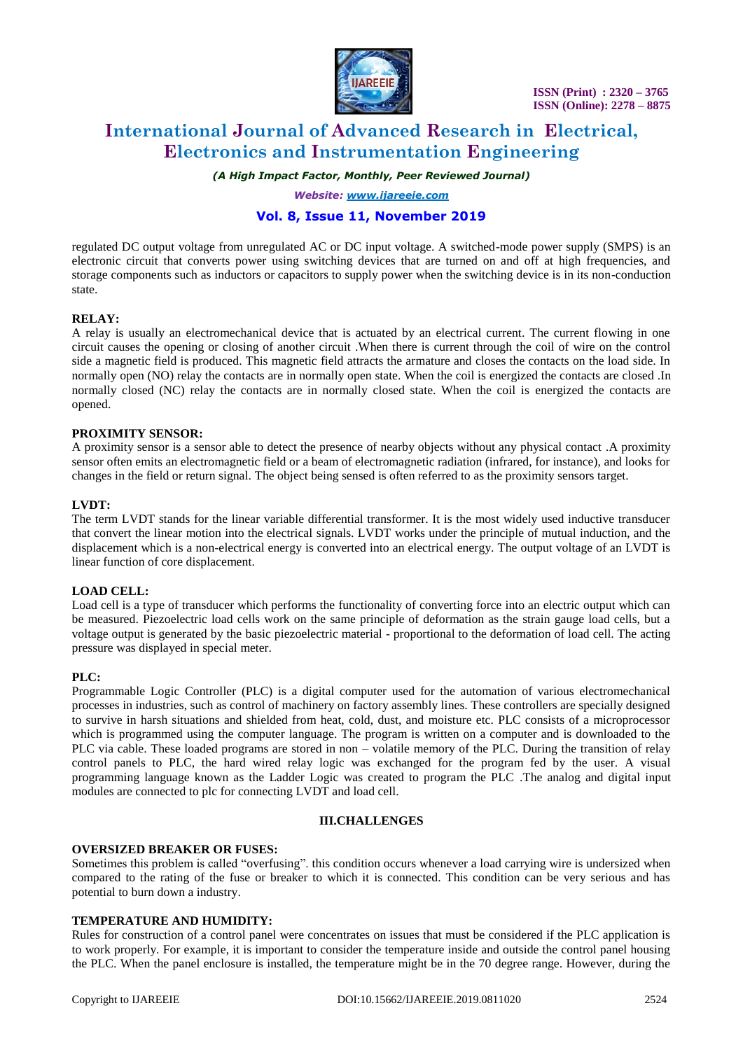regulated DC output voltage from unregulated AC or DC input voltage. A switched-mode power supply (SMPS) is an electronic circuit that converts power using switching devices that are turned on and off at high frequencies, and storage components such as inductors or capacitors to supply power when the switching device is in its non-conduction state.

**RELAY:**

A relay is usually an electromechanical device that is actuated by an electrical current. The current flowing in one circuit causes the opening or closing of another circuit .When there is current through the coil of wire on the control side a magnetic field is produced. This magnetic field attracts the armature and closes the contacts on the load side. In normally open (NO) relay the contacts are in normally open state. When the coil is energized the contacts are closed .In normally closed (NC) relay the contacts are in normally closed state. When the coil is energized the contacts are opened.

**PROXIMITY SENSOR:**

A proximity sensor is a sensor able to detect the presence of nearby objects without any physical contact .A proximity sensor often emits an electromagnetic field or a beam of electromagnetic radiation (infrared, for instance), and looks for changes in the field or return signal. The object being sensed is often referred to as the proximity sensors target.

**LVDT:**

The term LVDT stands for the linear variable differential transformer. It is the most widely used inductive transducer that convert the linear motion into the electrical signals. LVDT works under the principle of mutual induction, and the displacement which is a non-electrical energy is converted into an electrical energy. The output voltage of an LVDT is linear function of core displacement.

**LOAD CELL:**

Load cell is a type of transducer which performs the functionality of converting force into an electric output which can be measured. Piezoelectric load cells work on the same principle of deformation as the strain gauge load cells, but a voltage output is generated by the basic piezoelectric material - proportional to the deformation of load cell. The acting pressure was displayed in special meter.

**PLC:**

Programmable Logic Controller (PLC) is a digital computer used for the automation of various electromechanical processes in industries, such as control of machinery on factory assembly lines. These controllers are specially designed to survive in harsh situations and shielded from heat, cold, dust, and moisture etc. PLC consists of a microprocessor which is programmed using the computer language. The program is written on a computer and is downloaded to the PLC via cable. These loaded programs are stored in non – volatile memory of the PLC. During the transition of relay control panels to PLC, the hard wired relay logic was exchanged for the program fed by the user. A visual programming language known as the Ladder Logic was created to program the PLC .The analog and digital input modules are connected to plc for connecting LVDT and load cell.

## III.CHALLENGES

**OVERSIZED BREAKER OR FUSES:**

Sometimes this problem is called "overfusing". this condition occurs whenever a load carrying wire is undersized when compared to the rating of the fuse or breaker to which it is connected. This condition can be very serious and has potential to burn down a industry.

**TEMPERATURE AND HUMIDITY:**

Rules for construction of a control panel were concentrates on issues that must be considered if the PLC application is to work properly. For example, it is important to consider the temperature inside and outside the control panel housing the PLC. When the panel enclosure is installed, the temperature might be in the 70 degree range. However, during the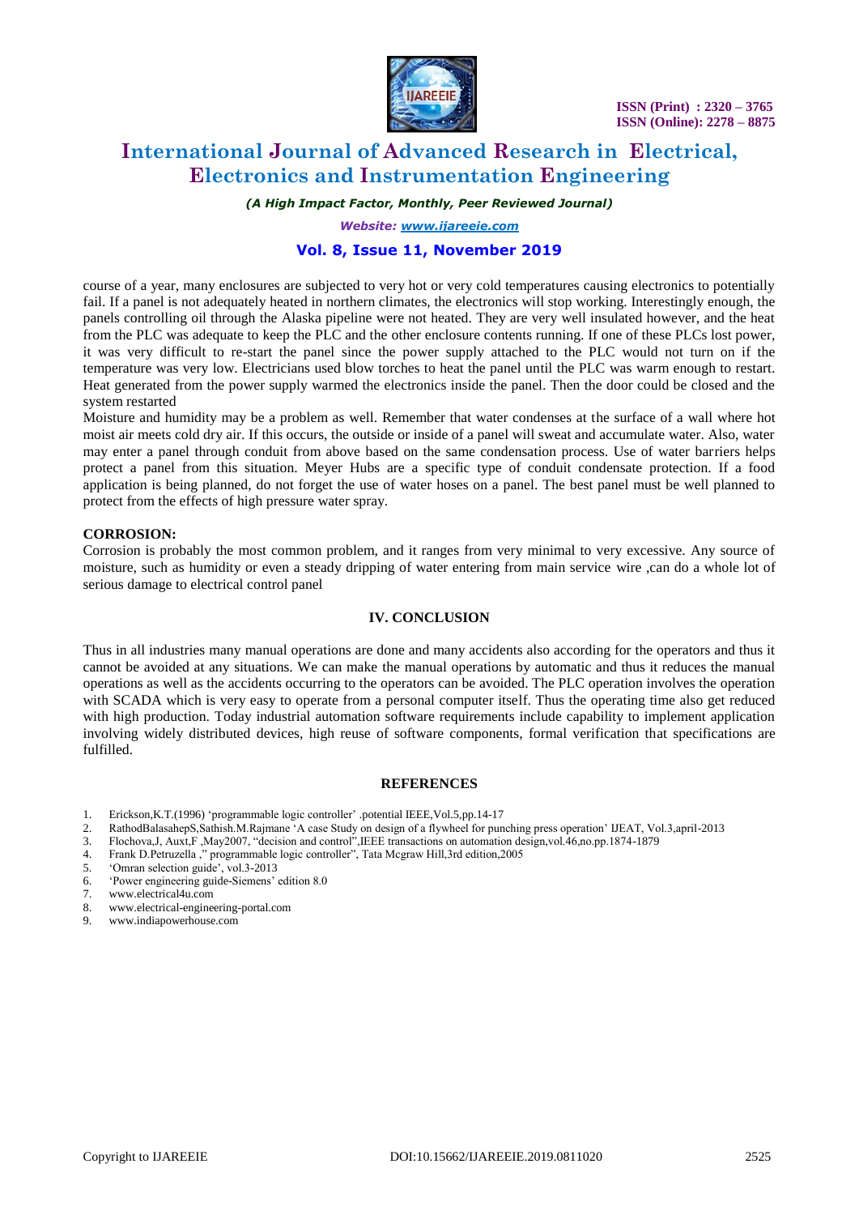course of a year, many enclosures are subjected to very hot or very cold temperatures causing electronics to potentially fail. If a panel is not adequately heated in northern climates, the electronics will stop working. Interestingly enough, the panels controlling oil through the Alaska pipeline were not heated. They are very well insulated however, and the heat from the PLC was adequate to keep the PLC and the other enclosure contents running. If one of these PLCs lost power, it was very difficult to re-start the panel since the power supply attached to the PLC would not turn on if the temperature was very low. Electricians used blow torches to heat the panel until the PLC was warm enough to restart. Heat generated from the power supply warmed the electronics inside the panel. Then the door could be closed and the system restarted

Moisture and humidity may be a problem as well. Remember that water condenses at the surface of a wall where hot moist air meets cold dry air. If this occurs, the outside or inside of a panel will sweat and accumulate water. Also, water may enter a panel through conduit from above based on the same condensation process. Use of water barriers helps protect a panel from this situation. Meyer Hubs are a specific type of conduit condensate protection. If a food application is being planned, do not forget the use of water hoses on a panel. The best panel must be well planned to protect from the effects of high pressure water spray.

**CORROSION:**

Corrosion is probably the most common problem, and it ranges from very minimal to very excessive. Any source of moisture, such as humidity or even a steady dripping of water entering from main service wire ,can do a whole lot of serious damage to electrical control panel

## IV. CONCLUSION

Thus in all industries many manual operations are done and many accidents also according for the operators and thus it cannot be avoided at any situations. We can make the manual operations by automatic and thus it reduces the manual operations as well as the accidents occurring to the operators can be avoided. The PLC operation involves the operation with SCADA which is very easy to operate from a personal computer itself. Thus the operating time also get reduced with high production. Today industrial automation software requirements include capability to implement application involving widely distributed devices, high reuse of software components, formal verification that specifications are fulfilled.

## REFERENCES

1. Erickson,K.T.(1996) 'programmable logic controller' .potential IEEE,Vol.5,pp.14-17
2. RathodBalasahepS,Sathish.M.Rajmane 'A case Study on design of a flywheel for punching press operation' IJEAT, Vol.3,april-2013
3. Flochova,J, Auxt,F ,May2007, "decision and control",IEEE transactions on automation design,vol.46,no.pp.1874-1879
4. Frank D.Petruzella ," programmable logic controller", Tata Mcgraw Hill,3rd edition,2005
5. 'Omran selection guide', vol.3-2013
6. 'Power engineering guide-Siemens' edition 8.0
7. www.electrical4u.com
8. www.electrical-engineering-portal.com
9. www.indiapowerhouse.com